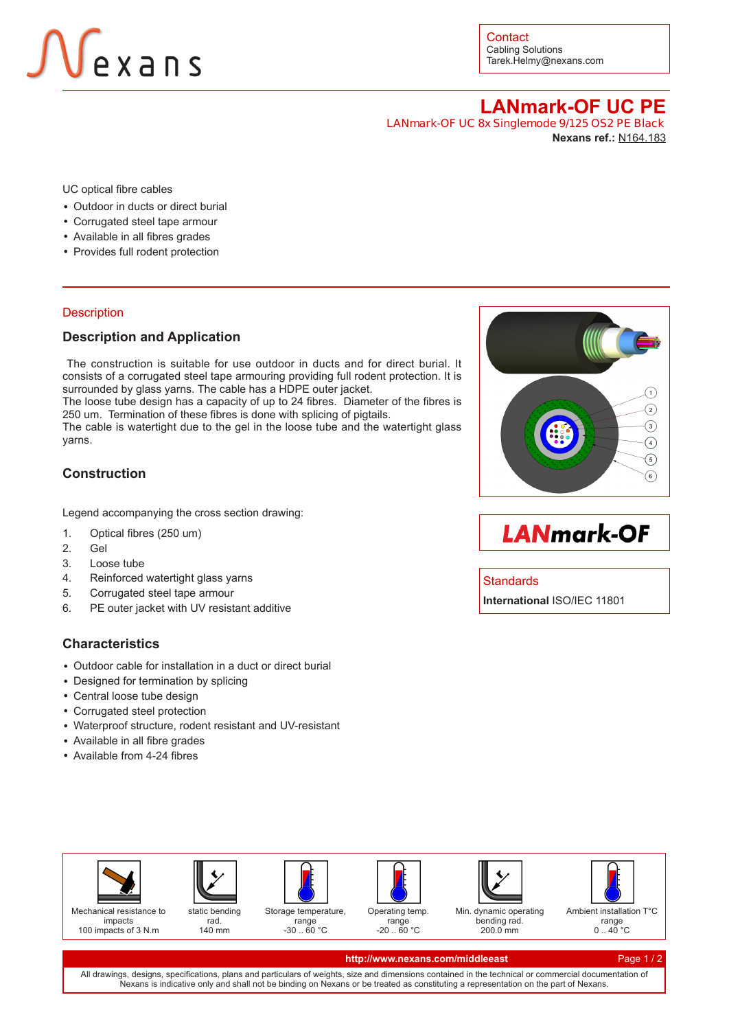Contact
Cabling Solutions
Tarek.Helmy@nexans.com

# LANmark-OF UC PE

LANmark-OF UC 8x Singlemode 9/125 OS2 PE Black

**Nexans ref.:** N164.183

UC optical fibre cables

- Outdoor in ducts or direct burial
- Corrugated steel tape armour
- Available in all fibres grades
- Provides full rodent protection

## Description

### Description and Application

The construction is suitable for use outdoor in ducts and for direct burial. It consists of a corrugated steel tape armouring providing full rodent protection. It is surrounded by glass yarns. The cable has a HDPE outer jacket.
The loose tube design has a capacity of up to 24 fibres. Diameter of the fibres is 250 um. Termination of these fibres is done with splicing of pigtails.
The cable is watertight due to the gel in the loose tube and the watertight glass yarns.

### Construction

Legend accompanying the cross section drawing:

1. Optical fibres (250 um)
2. Gel
3. Loose tube
4. Reinforced watertight glass yarns
5. Corrugated steel tape armour
6. PE outer jacket with UV resistant additive

### Characteristics

- Outdoor cable for installation in a duct or direct burial
- Designed for termination by splicing
- Central loose tube design
- Corrugated steel protection
- Waterproof structure, rodent resistant and UV-resistant
- Available in all fibre grades
- Available from 4-24 fibres

**LANmark-OF**

### Standards

**International** ISO/IEC 11801

| Mechanical resistance to impacts | static bending rad. | Storage temperature, range | Operating temp. range | Min. dynamic operating bending rad. | Ambient installation T°C range |
|---|---|---|---|---|---|
| 100 impacts of 3 N.m | 140 mm | -30 .. 60 °C | -20 .. 60 °C | 200.0 mm | 0 .. 40 °C |

http://www.nexans.com/middleeast

All drawings, designs, specifications, plans and particulars of weights, size and dimensions contained in the technical or commercial documentation of Nexans is indicative only and shall not be binding on Nexans or be treated as constituting a representation on the part of Nexans.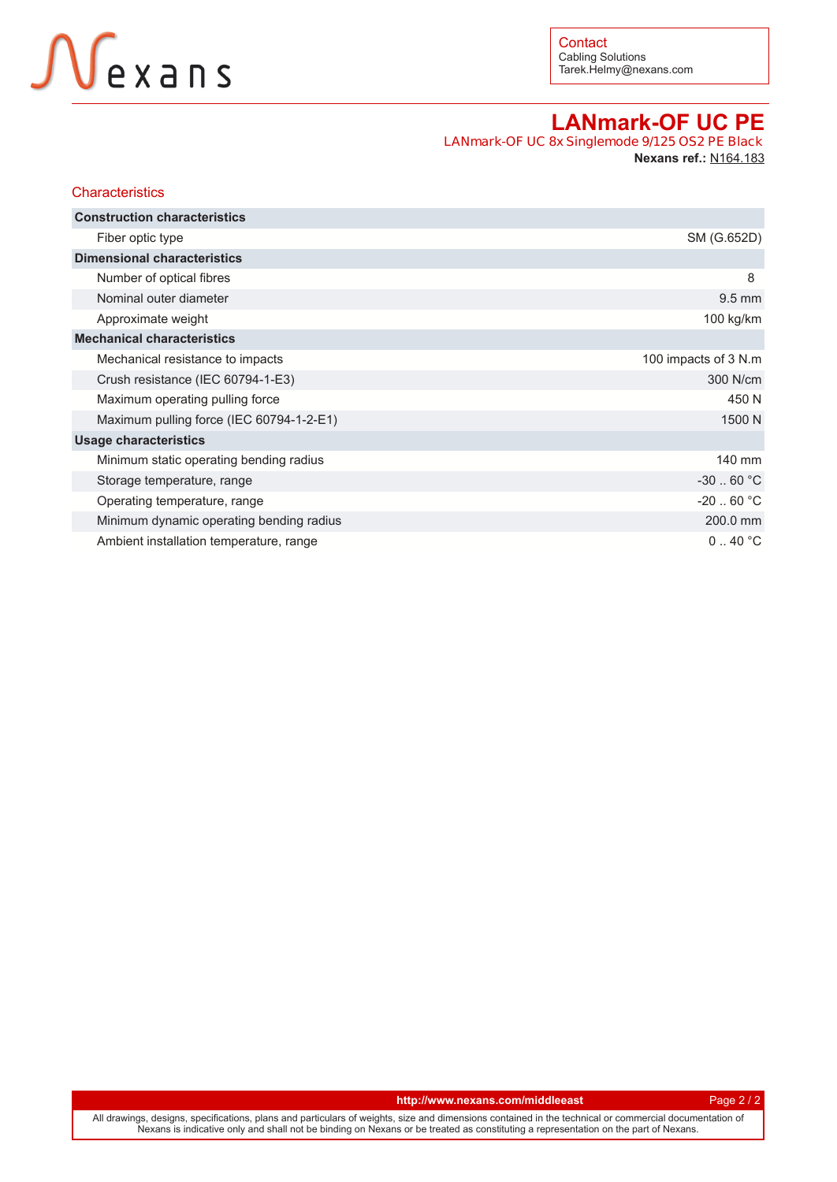Contact
Cabling Solutions
Tarek.Helmy@nexans.com

# LANmark-OF UC PE

LANmark-OF UC 8x Singlemode 9/125 OS2 PE Black

**Nexans ref.:** N164.183

## Characteristics

| | |
|---|---|
| **Construction characteristics** | |
| Fiber optic type | SM (G.652D) |
| **Dimensional characteristics** | |
| Number of optical fibres | 8 |
| Nominal outer diameter | 9.5 mm |
| Approximate weight | 100 kg/km |
| **Mechanical characteristics** | |
| Mechanical resistance to impacts | 100 impacts of 3 N.m |
| Crush resistance (IEC 60794-1-E3) | 300 N/cm |
| Maximum operating pulling force | 450 N |
| Maximum pulling force (IEC 60794-1-2-E1) | 1500 N |
| **Usage characteristics** | |
| Minimum static operating bending radius | 140 mm |
| Storage temperature, range | -30 .. 60 °C |
| Operating temperature, range | -20 .. 60 °C |
| Minimum dynamic operating bending radius | 200.0 mm |
| Ambient installation temperature, range | 0 .. 40 °C |

http://www.nexans.com/middleeast

All drawings, designs, specifications, plans and particulars of weights, size and dimensions contained in the technical or commercial documentation of Nexans is indicative only and shall not be binding on Nexans or be treated as constituting a representation on the part of Nexans.